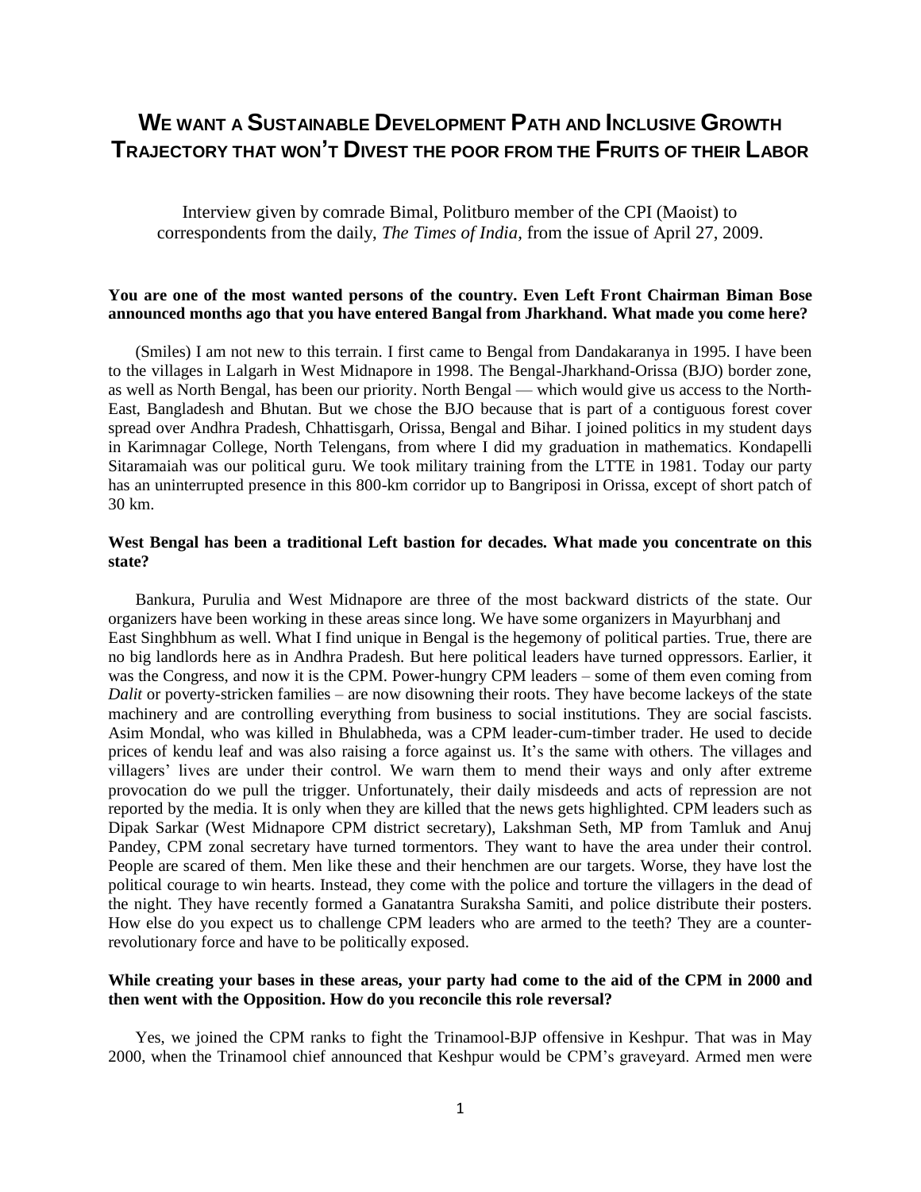# We want a Sustainable Development Path and Inclusive Growth Trajectory that won't Divest the poor from the Fruits of their Labor

Interview given by comrade Bimal, Politburo member of the CPI (Maoist) to correspondents from the daily, *The Times of India,* from the issue of April 27, 2009.

**You are one of the most wanted persons of the country. Even Left Front Chairman Biman Bose announced months ago that you have entered Bangal from Jharkhand. What made you come here?**

(Smiles) I am not new to this terrain. I first came to Bengal from Dandakaranya in 1995. I have been to the villages in Lalgarh in West Midnapore in 1998. The Bengal-Jharkhand-Orissa (BJO) border zone, as well as North Bengal, has been our priority. North Bengal — which would give us access to the North-East, Bangladesh and Bhutan. But we chose the BJO because that is part of a contiguous forest cover spread over Andhra Pradesh, Chhattisgarh, Orissa, Bengal and Bihar. I joined politics in my student days in Karimnagar College, North Telengans, from where I did my graduation in mathematics. Kondapelli Sitaramaiah was our political guru. We took military training from the LTTE in 1981. Today our party has an uninterrupted presence in this 800-km corridor up to Bangriposi in Orissa, except of short patch of 30 km.

**West Bengal has been a traditional Left bastion for decades. What made you concentrate on this state?**

Bankura, Purulia and West Midnapore are three of the most backward districts of the state. Our organizers have been working in these areas since long. We have some organizers in Mayurbhanj and East Singhbhum as well. What I find unique in Bengal is the hegemony of political parties. True, there are no big landlords here as in Andhra Pradesh. But here political leaders have turned oppressors. Earlier, it was the Congress, and now it is the CPM. Power-hungry CPM leaders – some of them even coming from *Dalit* or poverty-stricken families – are now disowning their roots. They have become lackeys of the state machinery and are controlling everything from business to social institutions. They are social fascists. Asim Mondal, who was killed in Bhulabheda, was a CPM leader-cum-timber trader. He used to decide prices of kendu leaf and was also raising a force against us. It's the same with others. The villages and villagers' lives are under their control. We warn them to mend their ways and only after extreme provocation do we pull the trigger. Unfortunately, their daily misdeeds and acts of repression are not reported by the media. It is only when they are killed that the news gets highlighted. CPM leaders such as Dipak Sarkar (West Midnapore CPM district secretary), Lakshman Seth, MP from Tamluk and Anuj Pandey, CPM zonal secretary have turned tormentors. They want to have the area under their control. People are scared of them. Men like these and their henchmen are our targets. Worse, they have lost the political courage to win hearts. Instead, they come with the police and torture the villagers in the dead of the night. They have recently formed a Ganatantra Suraksha Samiti, and police distribute their posters. How else do you expect us to challenge CPM leaders who are armed to the teeth? They are a counter-revolutionary force and have to be politically exposed.

**While creating your bases in these areas, your party had come to the aid of the CPM in 2000 and then went with the Opposition. How do you reconcile this role reversal?**

Yes, we joined the CPM ranks to fight the Trinamool-BJP offensive in Keshpur. That was in May 2000, when the Trinamool chief announced that Keshpur would be CPM's graveyard. Armed men were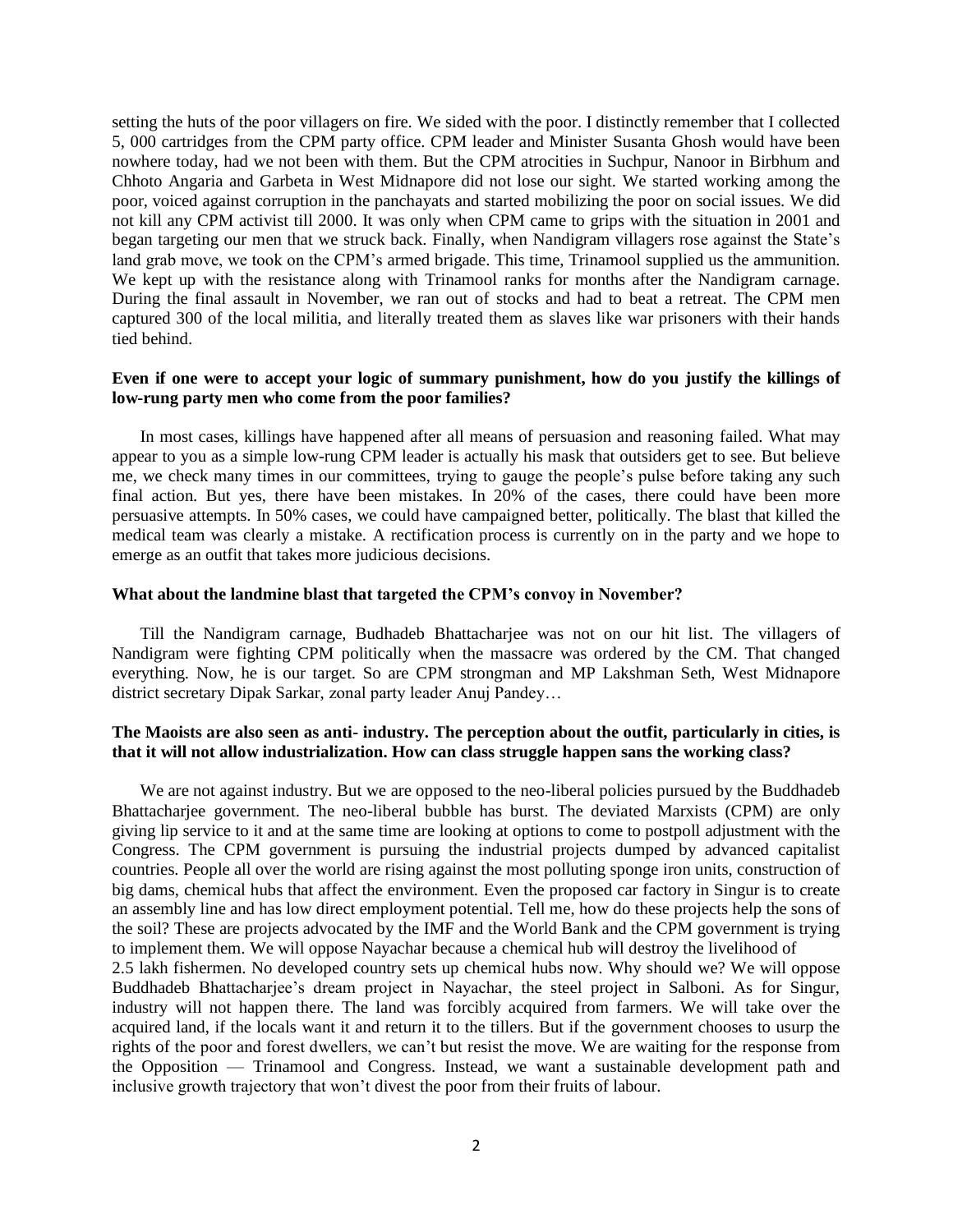setting the huts of the poor villagers on fire. We sided with the poor. I distinctly remember that I collected 5, 000 cartridges from the CPM party office. CPM leader and Minister Susanta Ghosh would have been nowhere today, had we not been with them. But the CPM atrocities in Suchpur, Nanoor in Birbhum and Chhoto Angaria and Garbeta in West Midnapore did not lose our sight. We started working among the poor, voiced against corruption in the panchayats and started mobilizing the poor on social issues. We did not kill any CPM activist till 2000. It was only when CPM came to grips with the situation in 2001 and began targeting our men that we struck back. Finally, when Nandigram villagers rose against the State's land grab move, we took on the CPM's armed brigade. This time, Trinamool supplied us the ammunition. We kept up with the resistance along with Trinamool ranks for months after the Nandigram carnage. During the final assault in November, we ran out of stocks and had to beat a retreat. The CPM men captured 300 of the local militia, and literally treated them as slaves like war prisoners with their hands tied behind.

**Even if one were to accept your logic of summary punishment, how do you justify the killings of low-rung party men who come from the poor families?**

In most cases, killings have happened after all means of persuasion and reasoning failed. What may appear to you as a simple low-rung CPM leader is actually his mask that outsiders get to see. But believe me, we check many times in our committees, trying to gauge the people's pulse before taking any such final action. But yes, there have been mistakes. In 20% of the cases, there could have been more persuasive attempts. In 50% cases, we could have campaigned better, politically. The blast that killed the medical team was clearly a mistake. A rectification process is currently on in the party and we hope to emerge as an outfit that takes more judicious decisions.

**What about the landmine blast that targeted the CPM's convoy in November?**

Till the Nandigram carnage, Budhadeb Bhattacharjee was not on our hit list. The villagers of Nandigram were fighting CPM politically when the massacre was ordered by the CM. That changed everything. Now, he is our target. So are CPM strongman and MP Lakshman Seth, West Midnapore district secretary Dipak Sarkar, zonal party leader Anuj Pandey…

**The Maoists are also seen as anti- industry. The perception about the outfit, particularly in cities, is that it will not allow industrialization. How can class struggle happen sans the working class?**

We are not against industry. But we are opposed to the neo-liberal policies pursued by the Buddhadeb Bhattacharjee government. The neo-liberal bubble has burst. The deviated Marxists (CPM) are only giving lip service to it and at the same time are looking at options to come to postpoll adjustment with the Congress. The CPM government is pursuing the industrial projects dumped by advanced capitalist countries. People all over the world are rising against the most polluting sponge iron units, construction of big dams, chemical hubs that affect the environment. Even the proposed car factory in Singur is to create an assembly line and has low direct employment potential. Tell me, how do these projects help the sons of the soil? These are projects advocated by the IMF and the World Bank and the CPM government is trying to implement them. We will oppose Nayachar because a chemical hub will destroy the livelihood of 2.5 lakh fishermen. No developed country sets up chemical hubs now. Why should we? We will oppose Buddhadeb Bhattacharjee's dream project in Nayachar, the steel project in Salboni. As for Singur, industry will not happen there. The land was forcibly acquired from farmers. We will take over the acquired land, if the locals want it and return it to the tillers. But if the government chooses to usurp the rights of the poor and forest dwellers, we can't but resist the move. We are waiting for the response from the Opposition — Trinamool and Congress. Instead, we want a sustainable development path and inclusive growth trajectory that won't divest the poor from their fruits of labour.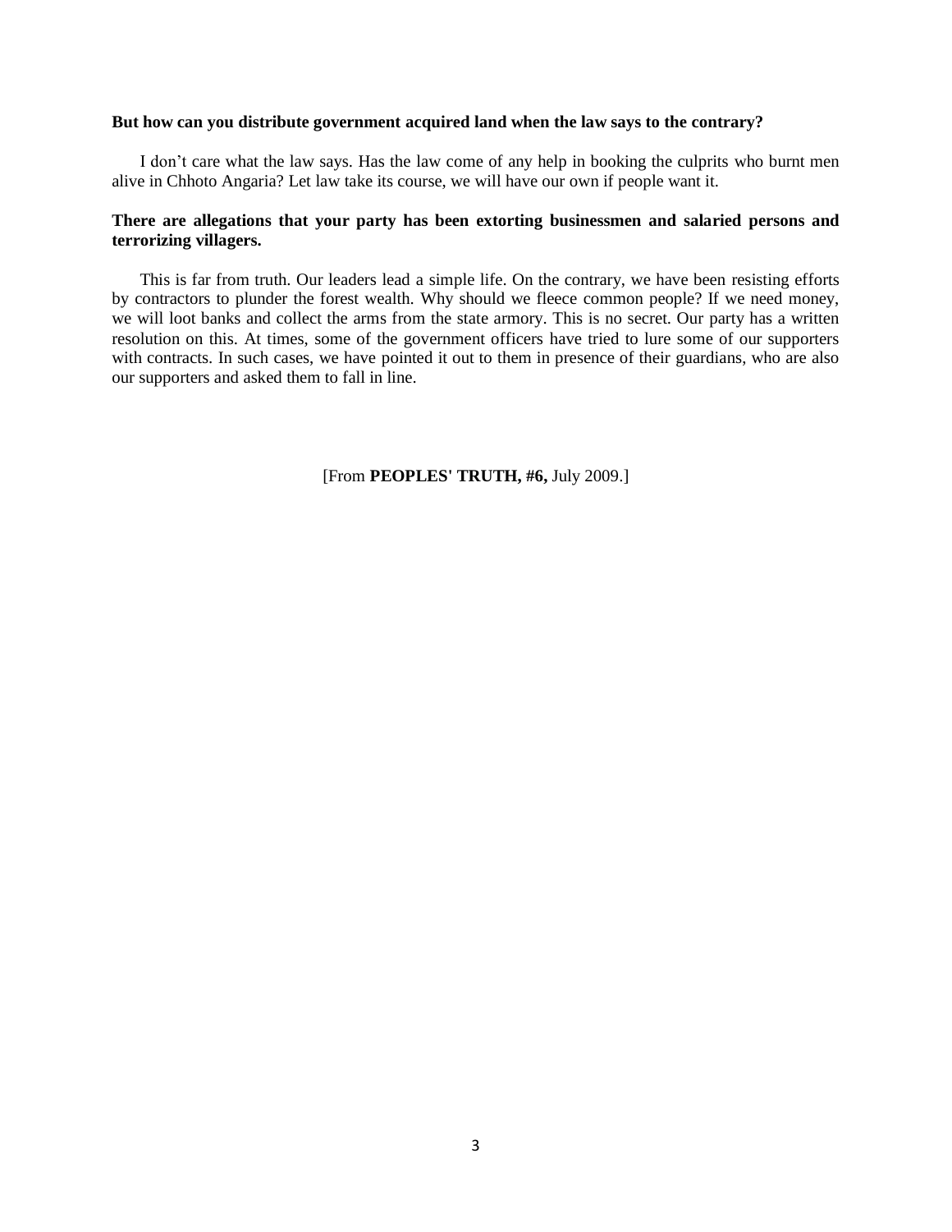**But how can you distribute government acquired land when the law says to the contrary?**

I don't care what the law says. Has the law come of any help in booking the culprits who burnt men alive in Chhoto Angaria? Let law take its course, we will have our own if people want it.

**There are allegations that your party has been extorting businessmen and salaried persons and terrorizing villagers.**

This is far from truth. Our leaders lead a simple life. On the contrary, we have been resisting efforts by contractors to plunder the forest wealth. Why should we fleece common people? If we need money, we will loot banks and collect the arms from the state armory. This is no secret. Our party has a written resolution on this. At times, some of the government officers have tried to lure some of our supporters with contracts. In such cases, we have pointed it out to them in presence of their guardians, who are also our supporters and asked them to fall in line.

[From **PEOPLES' TRUTH, #6,** July 2009.]